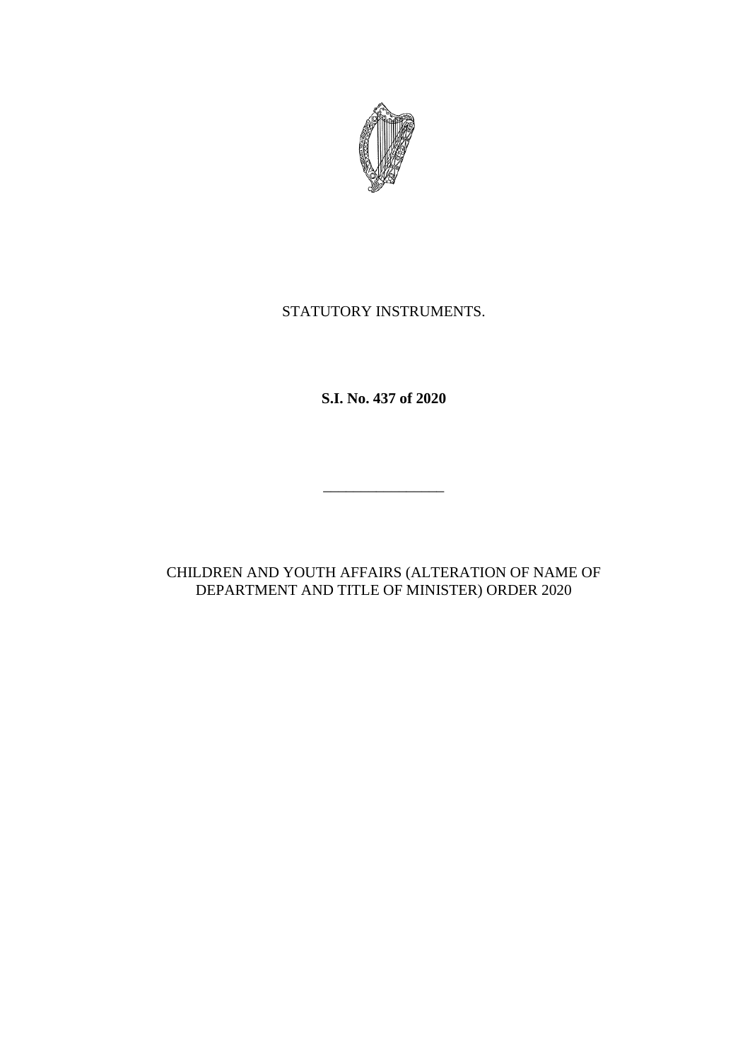STATUTORY INSTRUMENTS.

**S.I. No. 437 of 2020**

————————

CHILDREN AND YOUTH AFFAIRS (ALTERATION OF NAME OF DEPARTMENT AND TITLE OF MINISTER) ORDER 2020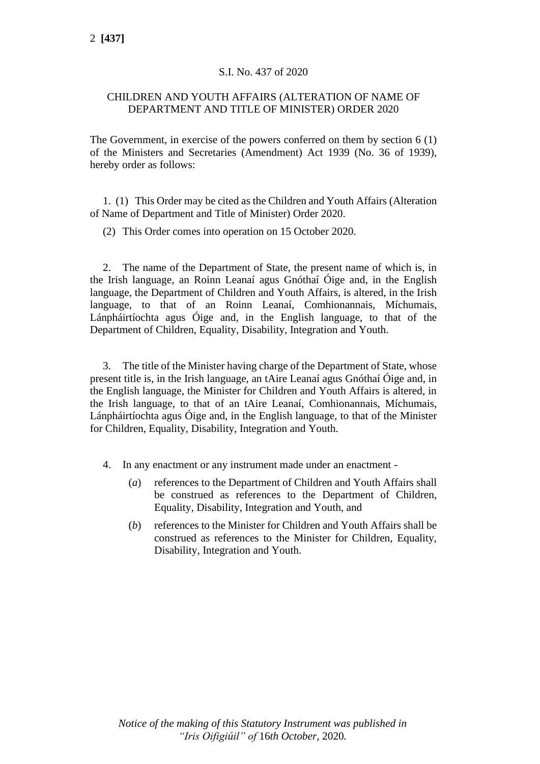S.I. No. 437 of 2020

CHILDREN AND YOUTH AFFAIRS (ALTERATION OF NAME OF DEPARTMENT AND TITLE OF MINISTER) ORDER 2020

The Government, in exercise of the powers conferred on them by section 6 (1) of the Ministers and Secretaries (Amendment) Act 1939 (No. 36 of 1939), hereby order as follows:

1. (1) This Order may be cited as the Children and Youth Affairs (Alteration of Name of Department and Title of Minister) Order 2020.

(2) This Order comes into operation on 15 October 2020.

2. The name of the Department of State, the present name of which is, in the Irish language, an Roinn Leanaí agus Gnóthaí Óige and, in the English language, the Department of Children and Youth Affairs, is altered, in the Irish language, to that of an Roinn Leanaí, Comhionannais, Míchumais, Lánpháirtíochta agus Óige and, in the English language, to that of the Department of Children, Equality, Disability, Integration and Youth.

3. The title of the Minister having charge of the Department of State, whose present title is, in the Irish language, an tAire Leanaí agus Gnóthaí Óige and, in the English language, the Minister for Children and Youth Affairs is altered, in the Irish language, to that of an tAire Leanaí, Comhionannais, Míchumais, Lánpháirtíochta agus Óige and, in the English language, to that of the Minister for Children, Equality, Disability, Integration and Youth.

4. In any enactment or any instrument made under an enactment -

(*a*) references to the Department of Children and Youth Affairs shall be construed as references to the Department of Children, Equality, Disability, Integration and Youth, and

(*b*) references to the Minister for Children and Youth Affairs shall be construed as references to the Minister for Children, Equality, Disability, Integration and Youth.

*Notice of the making of this Statutory Instrument was published in "Iris Oifigiúil" of 16th October, 2020.*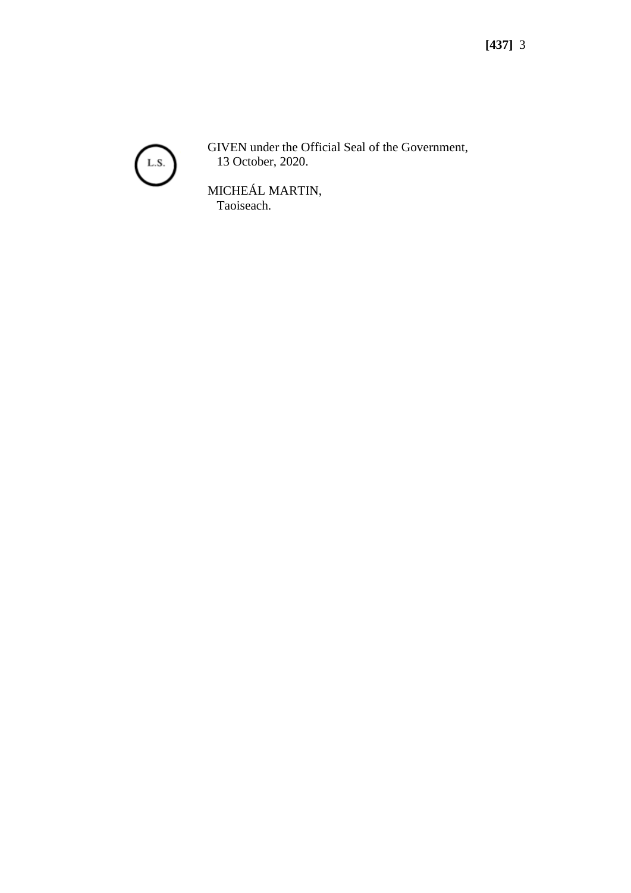L.S.

GIVEN under the Official Seal of the Government,
13 October, 2020.

MICHEÁL MARTIN,
Taoiseach.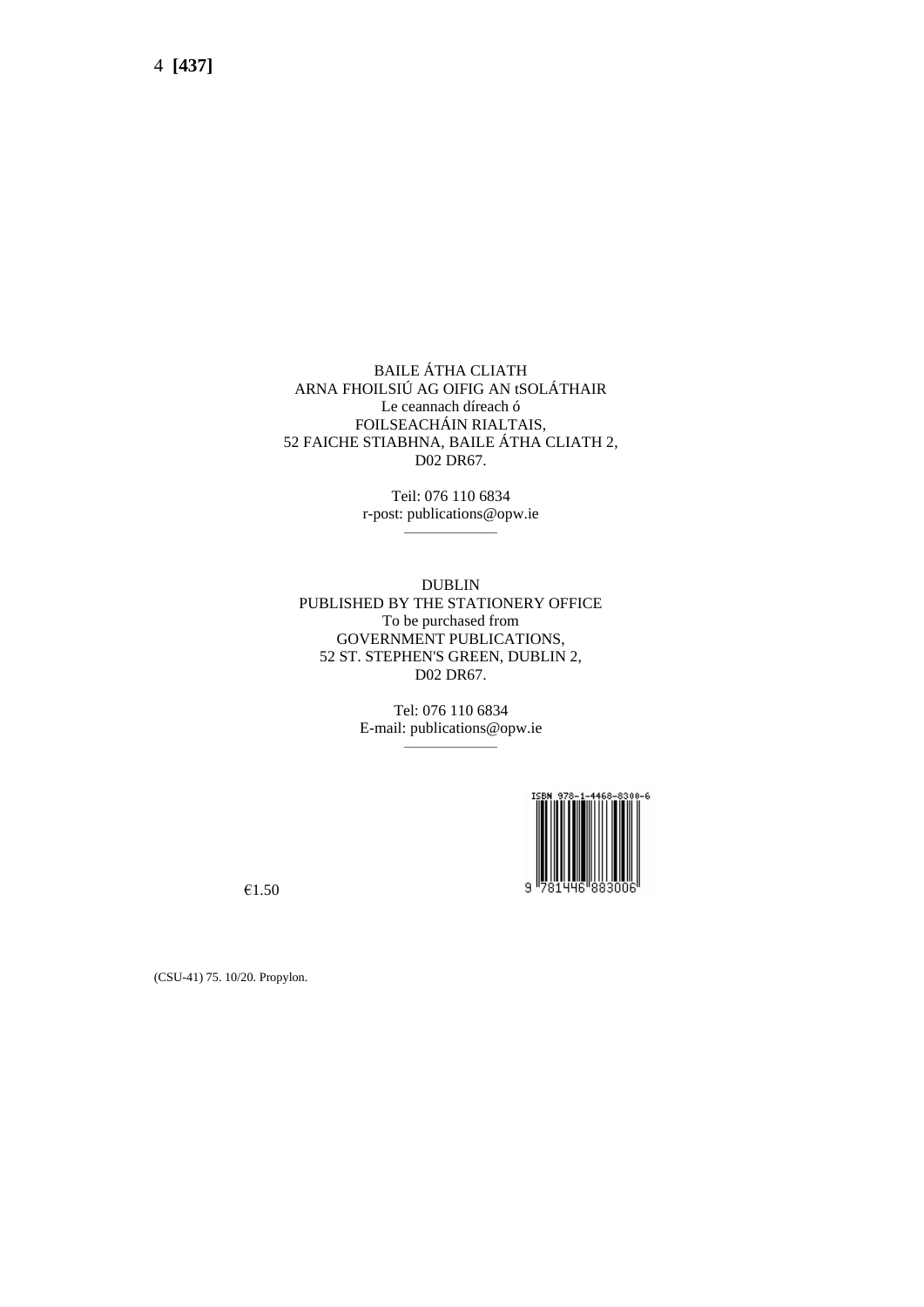BAILE ÁTHA CLIATH
ARNA FHOILSIÚ AG OIFIG AN tSOLÁTHAIR
Le ceannach díreach ó
FOILSEACHÁIN RIALTAIS,
52 FAICHE STIABHNA, BAILE ÁTHA CLIATH 2,
D02 DR67.

Teil: 076 110 6834
r-post: publications@opw.ie

---

DUBLIN
PUBLISHED BY THE STATIONERY OFFICE
To be purchased from
GOVERNMENT PUBLICATIONS,
52 ST. STEPHEN'S GREEN, DUBLIN 2,
D02 DR67.

Tel: 076 110 6834
E-mail: publications@opw.ie

---

ISBN 978-1-4468-8300-6

9 781446 883006

€1.50

(CSU-41) 75. 10/20. Propylon.